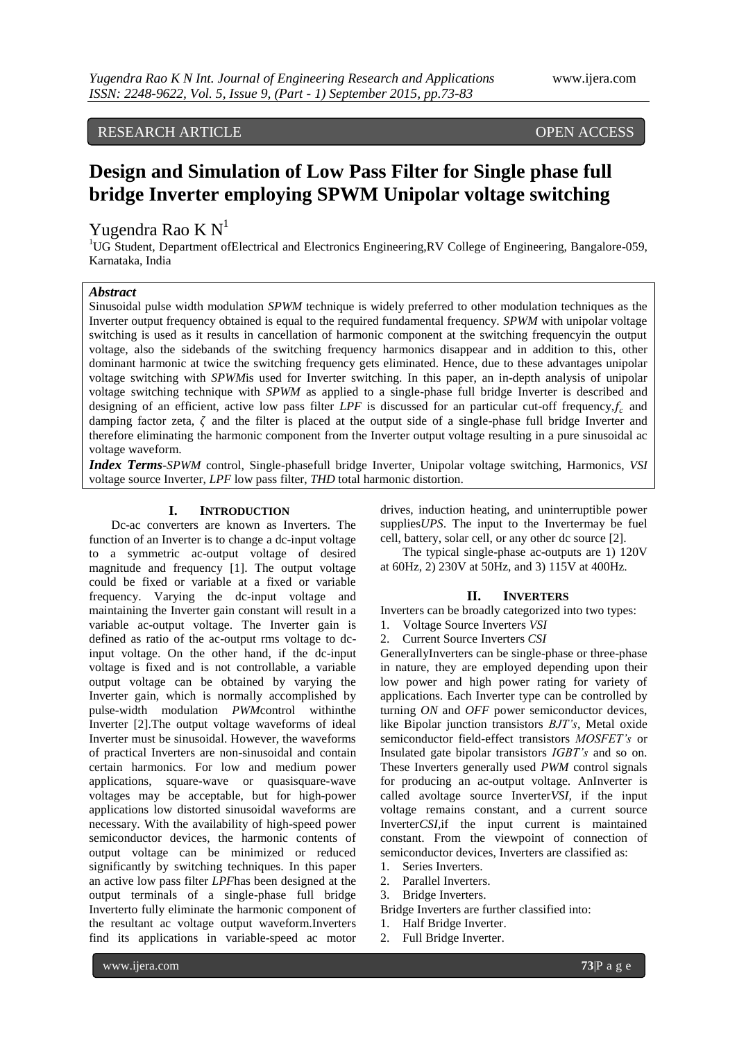RESEARCH ARTICLE OPEN ACCESS

# Design and Simulation of Low Pass Filter for Single phase full bridge Inverter employing SPWM Unipolar voltage switching

Yugendra Rao K N[1]

[1]UG Student, Department ofElectrical and Electronics Engineering,RV College of Engineering, Bangalore-059, Karnataka, India

***Abstract***

Sinusoidal pulse width modulation *SPWM* technique is widely preferred to other modulation techniques as the Inverter output frequency obtained is equal to the required fundamental frequency. *SPWM* with unipolar voltage switching is used as it results in cancellation of harmonic component at the switching frequencyin the output voltage, also the sidebands of the switching frequency harmonics disappear and in addition to this, other dominant harmonic at twice the switching frequency gets eliminated. Hence, due to these advantages unipolar voltage switching with *SPWM*is used for Inverter switching. In this paper, an in-depth analysis of unipolar voltage switching technique with *SPWM* as applied to a single-phase full bridge Inverter is described and designing of an efficient, active low pass filter *LPF* is discussed for an particular cut-off frequency,$f_c$ and damping factor zeta, $\zeta$ and the filter is placed at the output side of a single-phase full bridge Inverter and therefore eliminating the harmonic component from the Inverter output voltage resulting in a pure sinusoidal ac voltage waveform.

***Index Terms***-*SPWM* control, Single-phasefull bridge Inverter, Unipolar voltage switching, Harmonics, *VSI* voltage source Inverter, *LPF* low pass filter, *THD* total harmonic distortion.

## I. Introduction

Dc-ac converters are known as Inverters. The function of an Inverter is to change a dc-input voltage to a symmetric ac-output voltage of desired magnitude and frequency [1]. The output voltage could be fixed or variable at a fixed or variable frequency. Varying the dc-input voltage and maintaining the Inverter gain constant will result in a variable ac-output voltage. The Inverter gain is defined as ratio of the ac-output rms voltage to dc-input voltage. On the other hand, if the dc-input voltage is fixed and is not controllable, a variable output voltage can be obtained by varying the Inverter gain, which is normally accomplished by pulse-width modulation *PWM*control withinthe Inverter [2].The output voltage waveforms of ideal Inverter must be sinusoidal. However, the waveforms of practical Inverters are non-sinusoidal and contain certain harmonics. For low and medium power applications, square-wave or quasisquare-wave voltages may be acceptable, but for high-power applications low distorted sinusoidal waveforms are necessary. With the availability of high-speed power semiconductor devices, the harmonic contents of output voltage can be minimized or reduced significantly by switching techniques. In this paper an active low pass filter *LPF*has been designed at the output terminals of a single-phase full bridge Inverterto fully eliminate the harmonic component of the resultant ac voltage output waveform.Inverters find its applications in variable-speed ac motor drives, induction heating, and uninterruptible power supplies*UPS*. The input to the Invertermay be fuel cell, battery, solar cell, or any other dc source [2].

The typical single-phase ac-outputs are 1) 120V at 60Hz, 2) 230V at 50Hz, and 3) 115V at 400Hz.

## II. Inverters

Inverters can be broadly categorized into two types:

1. Voltage Source Inverters *VSI*
2. Current Source Inverters *CSI*

GenerallyInverters can be single-phase or three-phase in nature, they are employed depending upon their low power and high power rating for variety of applications. Each Inverter type can be controlled by turning *ON* and *OFF* power semiconductor devices, like Bipolar junction transistors *BJT's*, Metal oxide semiconductor field-effect transistors *MOSFET's* or Insulated gate bipolar transistors *IGBT's* and so on. These Inverters generally used *PWM* control signals for producing an ac-output voltage. AnInverter is called avoltage source Inverter*VSI*, if the input voltage remains constant, and a current source Inverter*CSI*,if the input current is maintained constant. From the viewpoint of connection of semiconductor devices, Inverters are classified as:

1. Series Inverters.
2. Parallel Inverters.
3. Bridge Inverters.

Bridge Inverters are further classified into:

1. Half Bridge Inverter.
2. Full Bridge Inverter.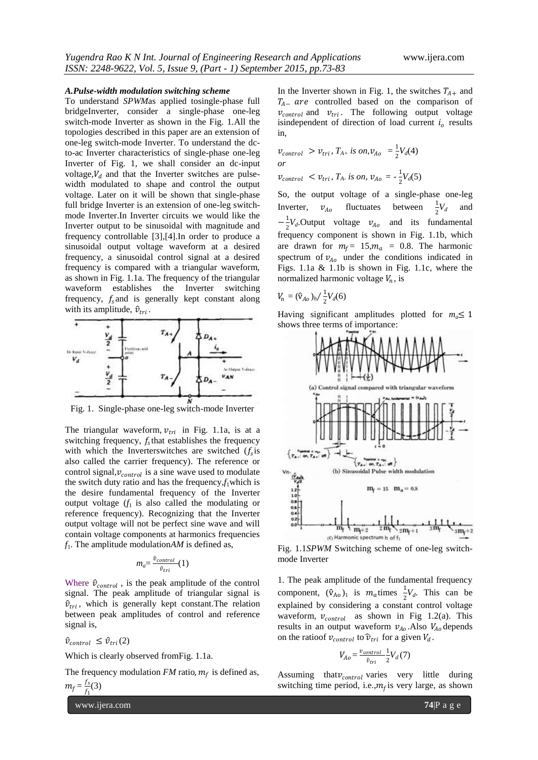### *A.Pulse-width modulation switching scheme*

To understand *SPWM*as applied tosingle-phase full bridgeInverter, consider a single-phase one-leg switch-mode Inverter as shown in the Fig. 1.All the topologies described in this paper are an extension of one-leg switch-mode Inverter. To understand the dc-to-ac Inverter characteristics of single-phase one-leg Inverter of Fig. 1, we shall consider an dc-input voltage,$V_d$ and that the Inverter switches are pulse-width modulated to shape and control the output voltage. Later on it will be shown that single-phase full bridge Inverter is an extension of one-leg switch-mode Inverter.In Inverter circuits we would like the Inverter output to be sinusoidal with magnitude and frequency controllable [3],[4].In order to produce a sinusoidal output voltage waveform at a desired frequency, a sinusoidal control signal at a desired frequency is compared with a triangular waveform, as shown in Fig. 1.1a. The frequency of the triangular waveform establishes the Inverter switching frequency, $f_s$ and is generally kept constant along with its amplitude, $\hat{v}_{tri}$.

Fig. 1. Single-phase one-leg switch-mode Inverter

The triangular waveform, $v_{tri}$ in Fig. 1.1a, is at a switching frequency, $f_s$ that establishes the frequency with which the Inverterswitches are switched ($f_s$ is also called the carrier frequency). The reference or control signal,$v_{control}$ is a sine wave used to modulate the switch duty ratio and has the frequency,$f_1$ which is the desire fundamental frequency of the Inverter output voltage ($f_1$ is also called the modulating or reference frequency). Recognizing that the Inverter output voltage will not be perfect sine wave and will contain voltage components at harmonics frequencies $f_1$. The amplitude modulation*AM* is defined as,

$$m_a = \frac{\hat{v}_{control}}{\hat{v}_{tri}} \quad (1)$$

Where $\hat{v}_{control}$, is the peak amplitude of the control signal. The peak amplitude of triangular signal is $\hat{v}_{tri}$, which is generally kept constant.The relation between peak amplitudes of control and reference signal is,

$$\hat{v}_{control} \leq \hat{v}_{tri} \quad (2)$$

Which is clearly observed fromFig. 1.1a.

The frequency modulation *FM* ratio, $m_f$ is defined as,

$$m_f = \frac{f_s}{f_1} \quad (3)$$

In the Inverter shown in Fig. 1, the switches $T_{A+}$ and $T_{A-}$ *are* controlled based on the comparison of $v_{control}$ and $v_{tri}$. The following output voltage isindependent of direction of load current $i_o$ results in,

$$v_{control} > v_{tri}, T_{A+} \text{ is on}, v_{Ao} = \frac{1}{2}V_d \quad (4)$$

*or*

$$v_{control} < v_{tri}, T_{A-} \text{ is on}, v_{Ao} = -\frac{1}{2}V_d \quad (5)$$

So, the output voltage of a single-phase one-leg Inverter, $v_{Ao}$ fluctuates between $\frac{1}{2}V_d$ and $-\frac{1}{2}V_d$.Output voltage $v_{Ao}$ and its fundamental frequency component is shown in Fig. 1.1b, which are drawn for $m_f = 15$,$m_a = 0.8$. The harmonic spectrum of $v_{Ao}$ under the conditions indicated in Figs. 1.1a & 1.1b is shown in Fig. 1.1c, where the normalized harmonic voltage $V_n$, is

$$V_n = (\hat{v}_{Ao})_h / \frac{1}{2}V_d \quad (6)$$

Having significant amplitudes plotted for $m_a \leq 1$ shows three terms of importance:

Fig. 1.1*SPWM* Switching scheme of one-leg switch-mode Inverter

1. The peak amplitude of the fundamental frequency component, $(\hat{v}_{Ao})_1$ is $m_a$ times $\frac{1}{2}V_d$. This can be explained by considering a constant control voltage waveform, $v_{control}$ as shown in Fig 1.2(a). This results in an output waveform $v_{Ao}$.Also $V_{Ao}$ depends on the ratioof $v_{control}$ to $\hat{v}_{tri}$ for a given $V_d$.

$$V_{Ao} = \frac{v_{control}}{\hat{v}_{tri}} \frac{1}{2}V_d \quad (7)$$

Assuming that$v_{control}$ varies very little during switching time period, i.e.,$m_f$ is very large, as shown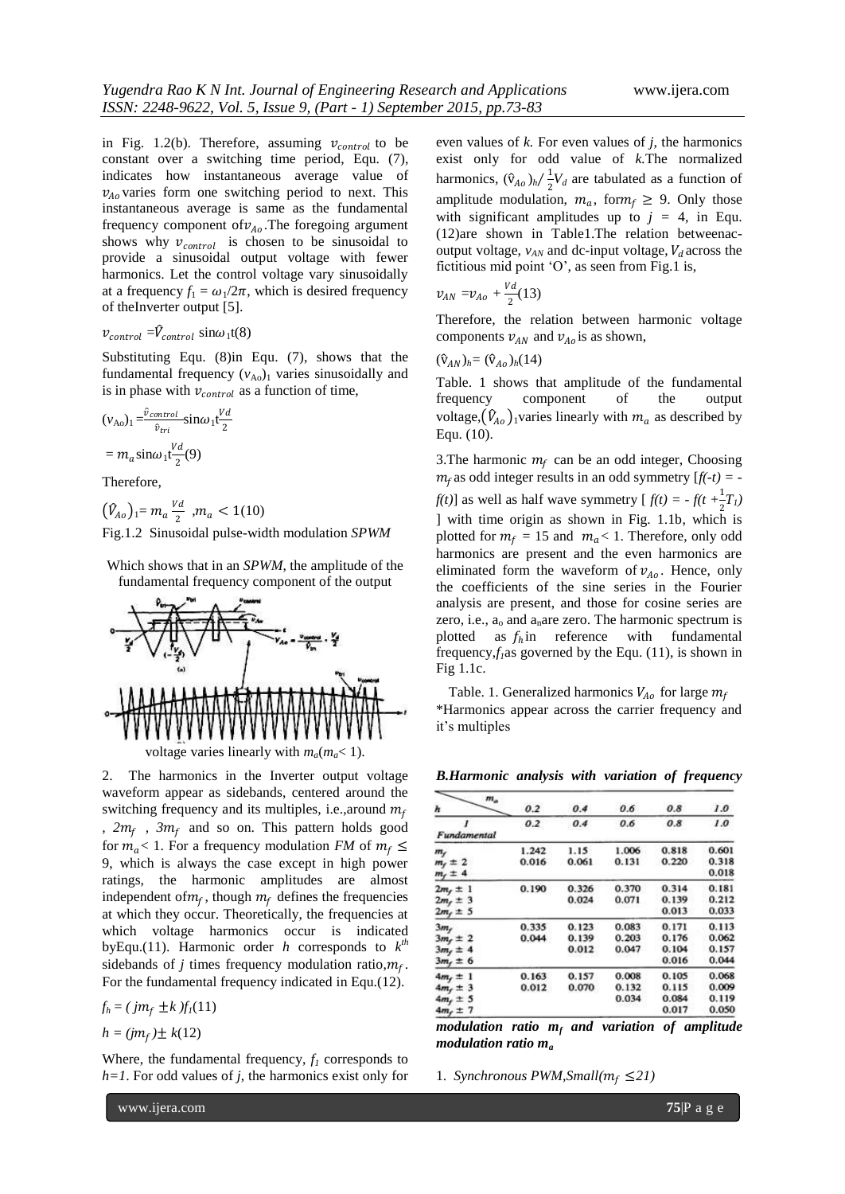in Fig. 1.2(b). Therefore, assuming $v_{control}$ to be constant over a switching time period, Equ. (7), indicates how instantaneous average value of $v_{Ao}$ varies form one switching period to next. This instantaneous average is same as the fundamental frequency component of $v_{Ao}$. The foregoing argument shows why $v_{control}$ is chosen to be sinusoidal to provide a sinusoidal output voltage with fewer harmonics. Let the control voltage vary sinusoidally at a frequency $f_1 = \omega_1/2\pi$, which is desired frequency of theInverter output [5].

$$v_{control} = \hat{V}_{control} \sin\omega_1 t \quad (8)$$

Substituting Equ. (8)in Equ. (7), shows that the fundamental frequency $(v_{Ao})_1$ varies sinusoidally and is in phase with $v_{control}$ as a function of time,

$$(v_{Ao})_1 = \frac{\hat{v}_{control}}{\hat{v}_{tri}} \sin\omega_1 t \frac{V_d}{2}$$

$$= m_a \sin\omega_1 t \frac{V_d}{2} \quad (9)$$

Therefore,

$$(\hat{V}_{Ao})_1 = m_a \frac{V_d}{2}, \; m_a < 1 \quad (10)$$

Fig.1.2 Sinusoidal pulse-width modulation *SPWM*

Which shows that in an *SPWM*, the amplitude of the fundamental frequency component of the output voltage varies linearly with $m_a$($m_a$< 1).

2. The harmonics in the Inverter output voltage waveform appear as sidebands, centered around the switching frequency and its multiples, i.e.,around $m_f$, $2m_f$, $3m_f$ and so on. This pattern holds good for $m_a$< 1. For a frequency modulation *FM* of $m_f \leq 9$, which is always the case except in high power ratings, the harmonic amplitudes are almost independent of $m_f$, though $m_f$ defines the frequencies at which they occur. Theoretically, the frequencies at which voltage harmonics occur is indicated byEqu.(11). Harmonic order *h* corresponds to $k^{th}$ sidebands of *j* times frequency modulation ratio, $m_f$. For the fundamental frequency indicated in Equ.(12).

$$f_h = (jm_f \pm k) f_1 \quad (11)$$

$$h = (jm_f) \pm k \quad (12)$$

Where, the fundamental frequency, $f_1$ corresponds to $h=1$. For odd values of *j*, the harmonics exist only for even values of *k*. For even values of *j*, the harmonics exist only for odd value of *k*.The normalized harmonics, $(\hat{v}_{Ao})_h / \frac{1}{2}V_d$ are tabulated as a function of amplitude modulation, $m_a$, for $m_f \geq 9$. Only those with significant amplitudes up to $j = 4$, in Equ. (12)are shown in Table1.The relation betweenac-output voltage, $v_{AN}$ and dc-input voltage, $V_d$ across the fictitious mid point 'O', as seen from Fig.1 is,

$$v_{AN} = v_{Ao} + \frac{V_d}{2} \quad (13)$$

Therefore, the relation between harmonic voltage components $v_{AN}$ and $v_{Ao}$ is as shown,

$$(\hat{v}_{AN})_h = (\hat{v}_{Ao})_h \quad (14)$$

Table. 1 shows that amplitude of the fundamental frequency component of the output voltage, $(\hat{V}_{Ao})_1$ varies linearly with $m_a$ as described by Equ. (10).

3.The harmonic $m_f$ can be an odd integer, Choosing $m_f$ as odd integer results in an odd symmetry [$f(-t) = -f(t)$] as well as half wave symmetry [ $f(t) = - f(t + \frac{1}{2}T_1)$ ] with time origin as shown in Fig. 1.1b, which is plotted for $m_f$ = 15 and $m_a$ < 1. Therefore, only odd harmonics are present and the even harmonics are eliminated form the waveform of $v_{Ao}$. Hence, only the coefficients of the sine series in the Fourier analysis are present, and those for cosine series are zero, i.e., $a_o$ and $a_n$ are zero. The harmonic spectrum is plotted as $f_h$ in reference with fundamental frequency, $f_1$ as governed by the Equ. (11), is shown in Fig 1.1c.

Table. 1. Generalized harmonics $V_{Ao}$ for large $m_f$
*Harmonics appear across the carrier frequency and it's multiples

| $h$ \ $m_a$ | 0.2 | 0.4 | 0.6 | 0.8 | 1.0 |
|---|---|---|---|---|---|
| 1 Fundamental | 0.2 | 0.4 | 0.6 | 0.8 | 1.0 |
| $m_f$ | 1.242 | 1.15 | 1.006 | 0.818 | 0.601 |
| $m_f \pm 2$ | 0.016 | 0.061 | 0.131 | 0.220 | 0.318 |
| $m_f \pm 4$ | | | | | 0.018 |
| $2m_f \pm 1$ | 0.190 | 0.326 | 0.370 | 0.314 | 0.181 |
| $2m_f \pm 3$ | | 0.024 | 0.071 | 0.139 | 0.212 |
| $2m_f \pm 5$ | | | | 0.013 | 0.033 |
| $3m_f$ | 0.335 | 0.123 | 0.083 | 0.171 | 0.113 |
| $3m_f \pm 2$ | 0.044 | 0.139 | 0.203 | 0.176 | 0.062 |
| $3m_f \pm 4$ | | 0.012 | 0.047 | 0.104 | 0.157 |
| $3m_f \pm 6$ | | | | 0.016 | 0.044 |
| $4m_f \pm 1$ | 0.163 | 0.157 | 0.008 | 0.105 | 0.068 |
| $4m_f \pm 3$ | 0.012 | 0.070 | 0.132 | 0.115 | 0.009 |
| $4m_f \pm 5$ | | | 0.034 | 0.084 | 0.119 |
| $4m_f \pm 7$ | | | | 0.017 | 0.050 |

***B.Harmonic analysis with variation of frequency modulation ratio $m_f$ and variation of amplitude modulation ratio $m_a$***

1. *Synchronous PWM,Small($m_f \leq 21$)*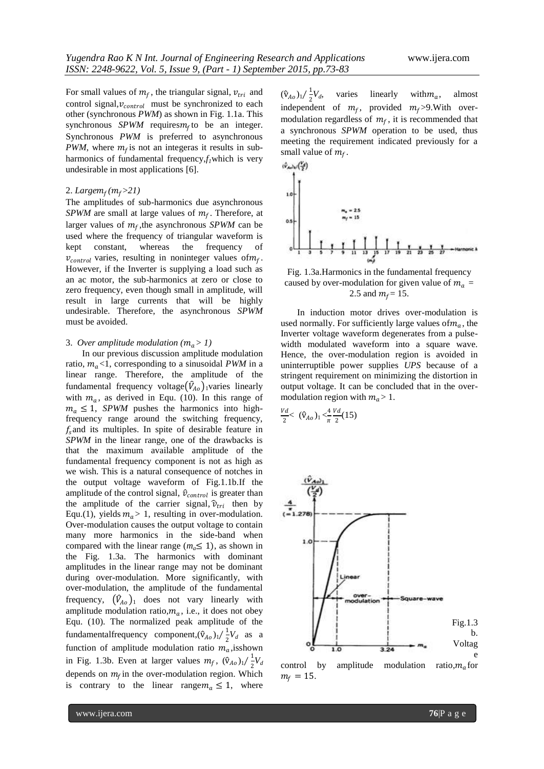For small values of $m_f$, the triangular signal, $v_{tri}$ and control signal, $v_{control}$ must be synchronized to each other (synchronous *PWM*) as shown in Fig. 1.1a. This synchronous *SPWM* requires $m_f$ to be an integer. Synchronous *PWM* is preferred to asynchronous *PWM*, where $m_f$ is not an integeras it results in sub-harmonics of fundamental frequency, $f_1$ which is very undesirable in most applications [6].

2. *Large $m_f$ ($m_f$>21)*

The amplitudes of sub-harmonics due asynchronous *SPWM* are small at large values of $m_f$. Therefore, at larger values of $m_f$, the asynchronous *SPWM* can be used where the frequency of triangular waveform is kept constant, whereas the frequency of $v_{control}$ varies, resulting in noninteger values of $m_f$. However, if the Inverter is supplying a load such as an ac motor, the sub-harmonics at zero or close to zero frequency, even though small in amplitude, will result in large currents that will be highly undesirable. Therefore, the asynchronous *SPWM* must be avoided.

3. *Over amplitude modulation ($m_a$ > 1)*

In our previous discussion amplitude modulation ratio, $m_a$<1, corresponding to a sinusoidal *PWM* in a linear range. Therefore, the amplitude of the fundamental frequency voltage $(\hat{V}_{Ao})_1$ varies linearly with $m_a$, as derived in Equ. (10). In this range of $m_a \leq 1$, *SPWM* pushes the harmonics into high-frequency range around the switching frequency, $f_s$ and its multiples. In spite of desirable feature in *SPWM* in the linear range, one of the drawbacks is that the maximum available amplitude of the fundamental frequency component is not as high as we wish. This is a natural consequence of notches in the output voltage waveform of Fig.1.1b.If the amplitude of the control signal, $\hat{v}_{control}$ is greater than the amplitude of the carrier signal, $\hat{v}_{tri}$ then by Equ.(1), yields $m_a$ > 1, resulting in over-modulation. Over-modulation causes the output voltage to contain many more harmonics in the side-band when compared with the linear range ($m_a \leq 1$), as shown in the Fig. 1.3a. The harmonics with dominant amplitudes in the linear range may not be dominant during over-modulation. More significantly, with over-modulation, the amplitude of the fundamental frequency, $(\hat{V}_{Ao})_1$ does not vary linearly with amplitude modulation ratio, $m_a$, i.e., it does not obey Equ. (10). The normalized peak amplitude of the fundamentalfrequency component, $(\hat{v}_{Ao})_1/\frac{1}{2}V_d$ as a function of amplitude modulation ratio $m_a$, isshown in Fig. 1.3b. Even at larger values $m_f$, $(\hat{v}_{Ao})_1/\frac{1}{2}V_d$ depends on $m_f$ in the over-modulation region. Which is contrary to the linear range $m_a \leq 1$, where $(\hat{v}_{Ao})_1/\frac{1}{2}V_d$, varies linearly with $m_a$, almost independent of $m_f$, provided $m_f$>9.With over-modulation regardless of $m_f$, it is recommended that a synchronous *SPWM* operation to be used, thus meeting the requirement indicated previously for a small value of $m_f$.

Fig. 1.3a.Harmonics in the fundamental frequency caused by over-modulation for given value of $m_a$ = 2.5 and $m_f$ = 15.

In induction motor drives over-modulation is used normally. For sufficiently large values of $m_a$, the Inverter voltage waveform degenerates from a pulse-width modulated waveform into a square wave. Hence, the over-modulation region is avoided in uninterruptible power supplies *UPS* because of a stringent requirement on minimizing the distortion in output voltage. It can be concluded that in the over-modulation region with $m_a$ > 1.

$$\frac{Vd}{2} < (\hat{v}_{Ao})_1 < \frac{4}{\pi}\frac{Vd}{2} \quad (15)$$

Fig.1.3 b. Voltage control by amplitude modulation ratio, $m_a$ for $m_f = 15$.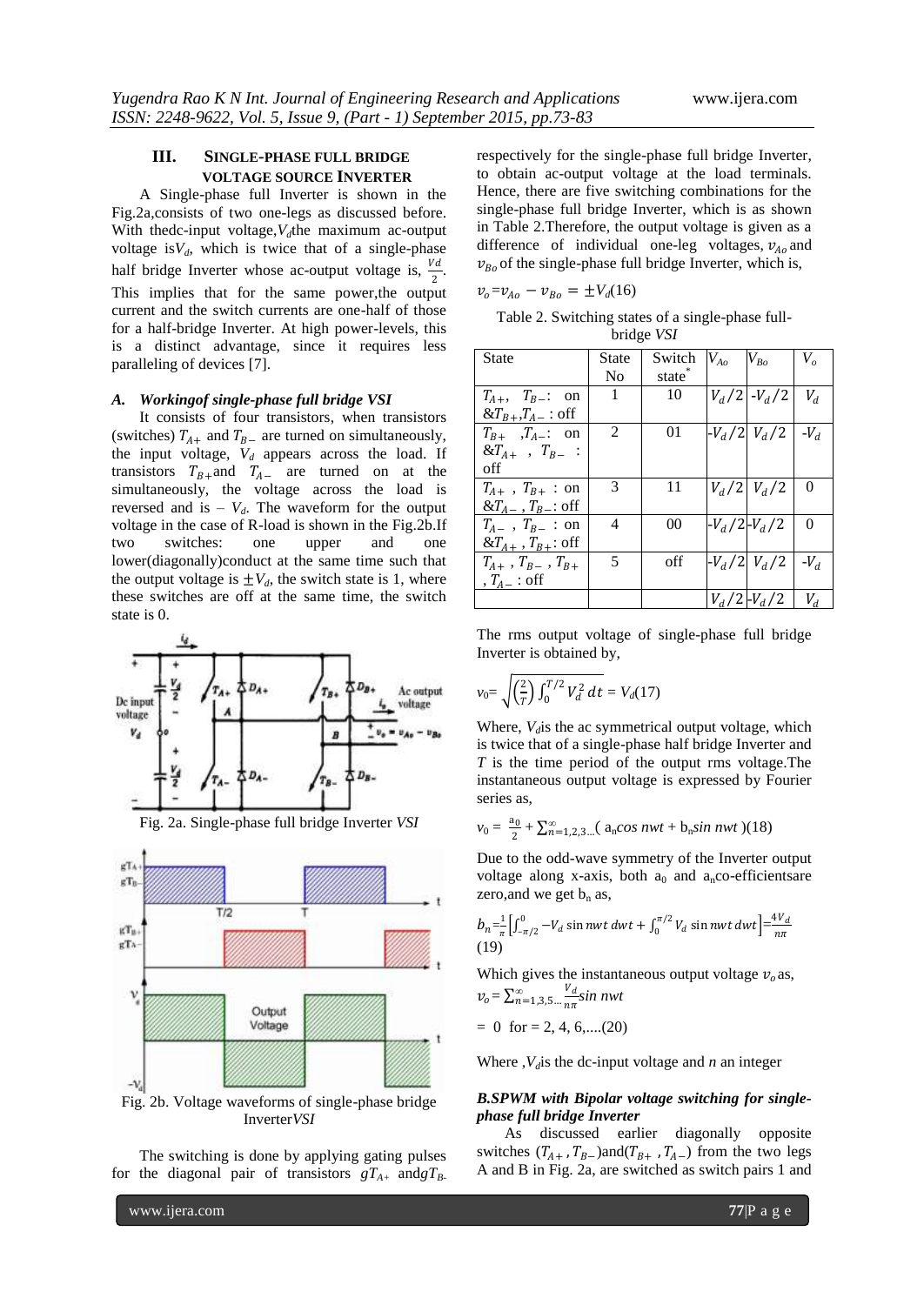## III. SINGLE-PHASE FULL BRIDGE VOLTAGE SOURCE INVERTER

A Single-phase full Inverter is shown in the Fig.2a,consists of two one-legs as discussed before. With thedc-input voltage,$V_d$the maximum ac-output voltage is$V_d$, which is twice that of a single-phase half bridge Inverter whose ac-output voltage is, $\frac{Vd}{2}$. This implies that for the same power,the output current and the switch currents are one-half of those for a half-bridge Inverter. At high power-levels, this is a distinct advantage, since it requires less paralleling of devices [7].

### A. Workingof single-phase full bridge VSI

It consists of four transistors, when transistors (switches) $T_{A+}$ and $T_{B-}$ are turned on simultaneously, the input voltage, $V_d$ appears across the load. If transistors $T_{B+}$and $T_{A-}$ are turned on at the simultaneously, the voltage across the load is reversed and is $-V_d$. The waveform for the output voltage in the case of R-load is shown in the Fig.2b.If two switches: one upper and one lower(diagonally)conduct at the same time such that the output voltage is $\pm V_d$, the switch state is 1, where these switches are off at the same time, the switch state is 0.

Fig. 2a. Single-phase full bridge Inverter *VSI*

Fig. 2b. Voltage waveforms of single-phase bridge Inverter*VSI*

The switching is done by applying gating pulses for the diagonal pair of transistors $gT_{A+}$ and$gT_{B-}$ respectively for the single-phase full bridge Inverter, to obtain ac-output voltage at the load terminals. Hence, there are five switching combinations for the single-phase full bridge Inverter, which is as shown in Table 2.Therefore, the output voltage is given as a difference of individual one-leg voltages, $v_{Ao}$ and $v_{Bo}$ of the single-phase full bridge Inverter, which is,

$$v_o = v_{Ao} - v_{Bo} = \pm V_d \quad (16)$$

Table 2. Switching states of a single-phase full-bridge *VSI*

| State | State No | Switch state* | $V_{Ao}$ | $V_{Bo}$ | $V_o$ |
|---|---|---|---|---|---|
| $T_{A+}$, $T_{B-}$: on &$T_{B+}$,$T_{A-}$ : off | 1 | 10 | $V_d/2$ | $-V_d/2$ | $V_d$ |
| $T_{B+}$ ,$T_{A-}$: on &$T_{A+}$ , $T_{B-}$ : off | 2 | 01 | $-V_d/2$ | $V_d/2$ | $-V_d$ |
| $T_{A+}$ , $T_{B+}$ : on &$T_{A-}$ , $T_{B-}$: off | 3 | 11 | $V_d/2$ | $V_d/2$ | 0 |
| $T_{A-}$ , $T_{B-}$ : on &$T_{A+}$ , $T_{B+}$: off | 4 | 00 | $-V_d/2$ | $-V_d/2$ | 0 |
| $T_{A+}$ , $T_{B-}$ , $T_{B+}$ , $T_{A-}$ : off | 5 | off | $-V_d/2$ | $V_d/2$ | $-V_d$ |
| | | | $V_d/2$ | $-V_d/2$ | $V_d$ |

The rms output voltage of single-phase full bridge Inverter is obtained by,

$$v_0 = \sqrt{\left(\frac{2}{T}\right)\int_0^{T/2} V_d^2\, dt} = V_d \quad (17)$$

Where, $V_d$is the ac symmetrical output voltage, which is twice that of a single-phase half bridge Inverter and $T$ is the time period of the output rms voltage.The instantaneous output voltage is expressed by Fourier series as,

$$v_0 = \frac{a_0}{2} + \sum_{n=1,2,3...}^{\infty}(a_n \cos nwt + b_n \sin nwt) \quad (18)$$

Due to the odd-wave symmetry of the Inverter output voltage along x-axis, both $a_0$ and $a_n$co-efficientsare zero,and we get $b_n$ as,

$$b_n = \frac{1}{\pi}\left[\int_{-\pi/2}^{0} -V_d \sin nwt\, dwt + \int_0^{\pi/2} V_d \sin nwt\, dwt\right] = \frac{4V_d}{n\pi} \quad (19)$$

Which gives the instantaneous output voltage $v_o$ as,

$$v_o = \sum_{n=1,3,5...}^{\infty} \frac{V_d}{n\pi} \sin nwt$$

$= 0$ for $= 2, 4, 6, ....$(20)

Where ,$V_d$is the dc-input voltage and *n* an integer

### B.SPWM with Bipolar voltage switching for single-phase full bridge Inverter

As discussed earlier diagonally opposite switches ($T_{A+}$ , $T_{B-}$)and($T_{B+}$ , $T_{A-}$) from the two legs A and B in Fig. 2a, are switched as switch pairs 1 and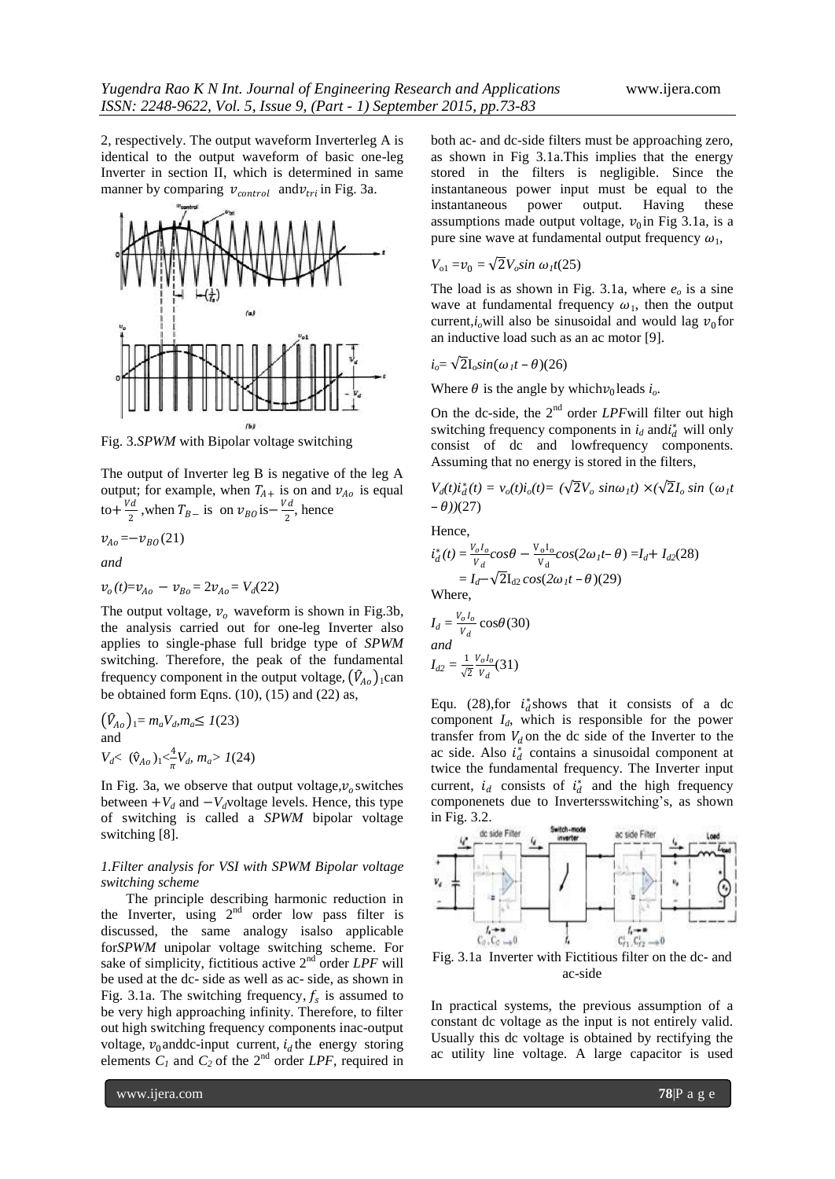2, respectively. The output waveform Inverterleg A is identical to the output waveform of basic one-leg Inverter in section II, which is determined in same manner by comparing $v_{control}$ and $v_{tri}$ in Fig. 3a.

Fig. 3.*SPWM* with Bipolar voltage switching

The output of Inverter leg B is negative of the leg A output; for example, when $T_{A+}$ is on and $v_{Ao}$ is equal to $+\frac{Vd}{2}$, when $T_{B-}$ is on $v_{BO}$ is $-\frac{Vd}{2}$, hence

$$v_{Ao} = -v_{BO} \quad (21)$$

*and*

$$v_o(t) = v_{Ao} - v_{Bo} = 2v_{Ao} = V_d \quad (22)$$

The output voltage, $v_o$ waveform is shown in Fig.3b, the analysis carried out for one-leg Inverter also applies to single-phase full bridge type of *SPWM* switching. Therefore, the peak of the fundamental frequency component in the output voltage, $(\hat{V}_{Ao})_1$ can be obtained form Eqns. (10), (15) and (22) as,

$$(\hat{V}_{Ao})_1 = m_a V_d, m_a \leq 1 \quad (23)$$

and

$$V_d < (\hat{v}_{Ao})_1 < \frac{4}{\pi} V_d, \; m_a > 1 \quad (24)$$

In Fig. 3a, we observe that output voltage, $v_o$ switches between $+V_d$ and $-V_d$ voltage levels. Hence, this type of switching is called a *SPWM* bipolar voltage switching [8].

*1.Filter analysis for VSI with SPWM Bipolar voltage switching scheme*

The principle describing harmonic reduction in the Inverter, using 2[nd] order low pass filter is discussed, the same analogy isalso applicable for*SPWM* unipolar voltage switching scheme. For sake of simplicity, fictitious active 2[nd] order *LPF* will be used at the dc- side as well as ac- side, as shown in Fig. 3.1a. The switching frequency, $f_s$ is assumed to be very high approaching infinity. Therefore, to filter out high switching frequency components inac-output voltage, $v_0$ anddc-input current, $i_d$ the energy storing elements $C_1$ and $C_2$ of the 2[nd] order *LPF*, required in both ac- and dc-side filters must be approaching zero, as shown in Fig 3.1a.This implies that the energy stored in the filters is negligible. Since the instantaneous power input must be equal to the instantaneous power output. Having these assumptions made output voltage, $v_0$ in Fig 3.1a, is a pure sine wave at fundamental output frequency $\omega_1$,

$$V_{o1} = v_0 = \sqrt{2} V_o \sin \omega_1 t \quad (25)$$

The load is as shown in Fig. 3.1a, where $e_o$ is a sine wave at fundamental frequency $\omega_1$, then the output current, $i_o$ will also be sinusoidal and would lag $v_0$ for an inductive load such as an ac motor [9].

$$i_o = \sqrt{2} I_o \sin(\omega_1 t - \theta) \quad (26)$$

Where $\theta$ is the angle by which $v_0$ leads $i_o$.

On the dc-side, the 2[nd] order *LPF*will filter out high switching frequency components in $i_d$ and $i_d^*$ will only consist of dc and lowfrequency components. Assuming that no energy is stored in the filters,

$$V_d(t) i_d^*(t) = v_o(t) i_o(t) = (\sqrt{2} V_o \sin\omega_1 t) \times (\sqrt{2} I_o \sin(\omega_1 t - \theta)) \quad (27)$$

Hence,

$$i_d^*(t) = \frac{V_o I_o}{V_d}\cos\theta - \frac{V_o I_o}{V_d}\cos(2\omega_1 t - \theta) = I_d + I_{d2} \quad (28)$$

$$= I_d - \sqrt{2} I_{d2} \cos(2\omega_1 t - \theta) \quad (29)$$

Where,

$$I_d = \frac{V_o I_o}{V_d}\cos\theta \quad (30)$$

*and*

$$I_{d2} = \frac{1}{\sqrt{2}} \frac{V_o I_o}{V_d} \quad (31)$$

Equ. (28),for $i_d^*$ shows that it consists of a dc component $I_d$, which is responsible for the power transfer from $V_d$ on the dc side of the Inverter to the ac side. Also $i_d^*$ contains a sinusoidal component at twice the fundamental frequency. The Inverter input current, $i_d$ consists of $i_d^*$ and the high frequency componenets due to Invertersswitching's, as shown in Fig. 3.2.

Fig. 3.1a Inverter with Fictitious filter on the dc- and ac-side

In practical systems, the previous assumption of a constant dc voltage as the input is not entirely valid. Usually this dc voltage is obtained by rectifying the ac utility line voltage. A large capacitor is used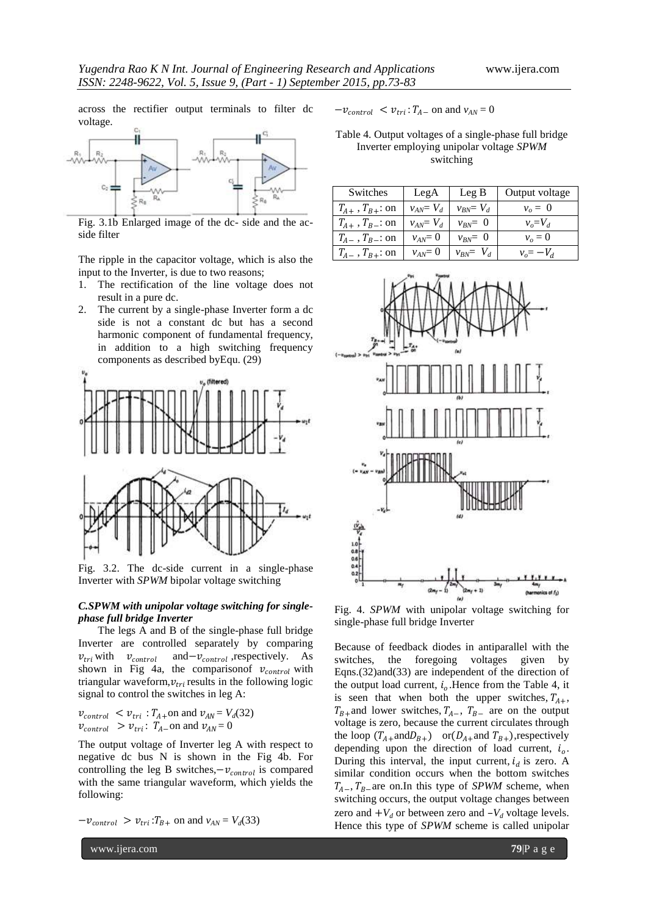across the rectifier output terminals to filter dc voltage.

Fig. 3.1b Enlarged image of the dc- side and the ac-side filter

The ripple in the capacitor voltage, which is also the input to the Inverter, is due to two reasons;

1. The rectification of the line voltage does not result in a pure dc.
2. The current by a single-phase Inverter form a dc side is not a constant dc but has a second harmonic component of fundamental frequency, in addition to a high switching frequency components as described byEqu. (29)

Fig. 3.2. The dc-side current in a single-phase Inverter with *SPWM* bipolar voltage switching

### *C.SPWM with unipolar voltage switching for single-phase full bridge Inverter*

The legs A and B of the single-phase full bridge Inverter are controlled separately by comparing $v_{tri}$ with $v_{control}$ and $-v_{control}$ ,respectively. As shown in Fig 4a, the comparisonof $v_{control}$ with triangular waveform,$v_{tri}$ results in the following logic signal to control the switches in leg A:

$v_{control} < v_{tri}$ : $T_{A+}$on and $v_{AN} = V_d$(32)
$v_{control} > v_{tri}$: $T_{A-}$on and $v_{AN} = 0$

The output voltage of Inverter leg A with respect to negative dc bus N is shown in the Fig 4b. For controlling the leg B switches,$-v_{control}$ is compared with the same triangular waveform, which yields the following:

$-v_{control} > v_{tri}$ :$T_{B+}$ on and $v_{AN} = V_d$(33)

$-v_{control} < v_{tri}$ :$T_{A-}$ on and $v_{AN} = 0$

Table 4. Output voltages of a single-phase full bridge Inverter employing unipolar voltage *SPWM* switching

| Switches | LegA | Leg B | Output voltage |
|---|---|---|---|
| $T_{A+}$ , $T_{B+}$: on | $v_{AN}= V_d$ | $v_{BN}= V_d$ | $v_o = 0$ |
| $T_{A+}$ , $T_{B-}$: on | $v_{AN}= V_d$ | $v_{BN}= 0$ | $v_o=V_d$ |
| $T_{A-}$ , $T_{B-}$: on | $v_{AN}= 0$ | $v_{BN}= 0$ | $v_o = 0$ |
| $T_{A-}$ , $T_{B+}$: on | $v_{AN}= 0$ | $v_{BN}= V_d$ | $v_o= -V_d$ |

Fig. 4. *SPWM* with unipolar voltage switching for single-phase full bridge Inverter

Because of feedback diodes in antiparallel with the switches, the foregoing voltages given by Eqns.(32)and(33) are independent of the direction of the output load current, $i_o$.Hence from the Table 4, it is seen that when both the upper switches, $T_{A+}$, $T_{B+}$and lower switches, $T_{A-}$, $T_{B-}$ are on the output voltage is zero, because the current circulates through the loop ($T_{A+}$and$D_{B+}$) or($D_{A+}$and $T_{B+}$),respectively depending upon the direction of load current, $i_o$. During this interval, the input current, $i_d$ is zero. A similar condition occurs when the bottom switches $T_{A-}$, $T_{B-}$are on.In this type of *SPWM* scheme, when switching occurs, the output voltage changes between zero and $+V_d$ or between zero and $-V_d$ voltage levels. Hence this type of *SPWM* scheme is called unipolar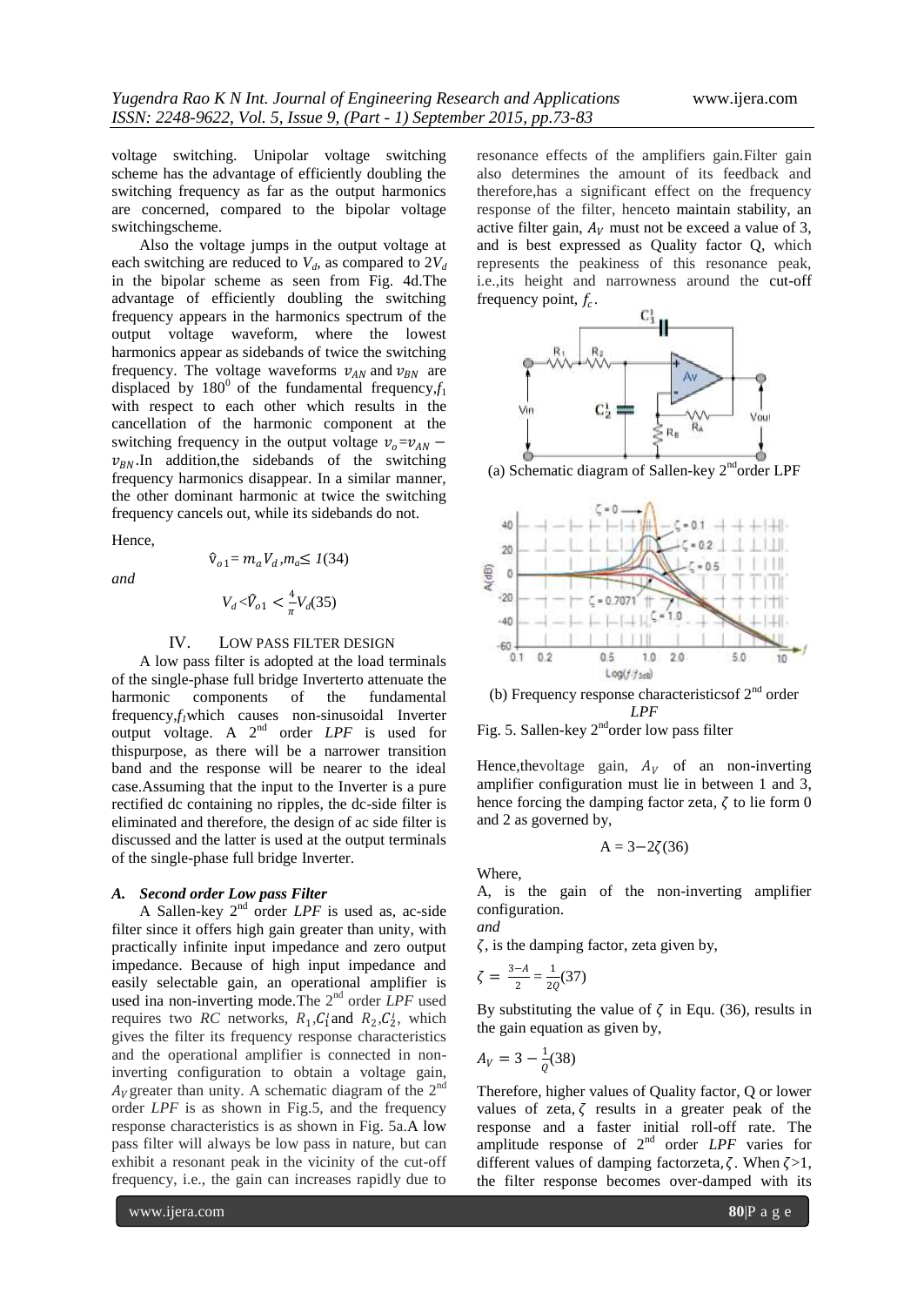voltage switching. Unipolar voltage switching scheme has the advantage of efficiently doubling the switching frequency as far as the output harmonics are concerned, compared to the bipolar voltage switchingscheme.

Also the voltage jumps in the output voltage at each switching are reduced to $V_d$, as compared to $2V_d$ in the bipolar scheme as seen from Fig. 4d.The advantage of efficiently doubling the switching frequency appears in the harmonics spectrum of the output voltage waveform, where the lowest harmonics appear as sidebands of twice the switching frequency. The voltage waveforms $v_{AN}$ and $v_{BN}$ are displaced by $180^0$ of the fundamental frequency,$f_1$ with respect to each other which results in the cancellation of the harmonic component at the switching frequency in the output voltage $v_o$=$v_{AN} - v_{BN}$.In addition,the sidebands of the switching frequency harmonics disappear. In a similar manner, the other dominant harmonic at twice the switching frequency cancels out, while its sidebands do not.

Hence,

$$\hat{V}_{o1} = m_a V_d, m_a \leq 1 \quad (34)$$

*and*

$$V_d < \hat{V}_{o1} < \frac{4}{\pi} V_d \quad (35)$$

## IV. Low pass filter design

A low pass filter is adopted at the load terminals of the single-phase full bridge Inverterto attenuate the harmonic components of the fundamental frequency,$f_1$which causes non-sinusoidal Inverter output voltage. A 2nd order *LPF* is used for thispurpose, as there will be a narrower transition band and the response will be nearer to the ideal case.Assuming that the input to the Inverter is a pure rectified dc containing no ripples, the dc-side filter is eliminated and therefore, the design of ac side filter is discussed and the latter is used at the output terminals of the single-phase full bridge Inverter.

### *A. Second order Low pass Filter*

A Sallen-key 2nd order *LPF* is used as, ac-side filter since it offers high gain greater than unity, with practically infinite input impedance and zero output impedance. Because of high input impedance and easily selectable gain, an operational amplifier is used ina non-inverting mode.The 2nd order *LPF* used requires two *RC* networks, $R_1$,$C_1^i$and $R_2$,$C_2^i$, which gives the filter its frequency response characteristics and the operational amplifier is connected in non-inverting configuration to obtain a voltage gain, $A_V$ greater than unity. A schematic diagram of the 2nd order *LPF* is as shown in Fig.5, and the frequency response characteristics is as shown in Fig. 5a.A low pass filter will always be low pass in nature, but can exhibit a resonant peak in the vicinity of the cut-off frequency, i.e., the gain can increases rapidly due to resonance effects of the amplifiers gain.Filter gain also determines the amount of its feedback and therefore,has a significant effect on the frequency response of the filter, henceto maintain stability, an active filter gain, $A_V$ must not be exceed a value of 3, and is best expressed as Quality factor Q, which represents the peakiness of this resonance peak, i.e.,its height and narrowness around the cut-off frequency point, $f_c$.

(a) Schematic diagram of Sallen-key 2ndorder LPF

(b) Frequency response characteristicsof 2nd order *LPF*

Fig. 5. Sallen-key 2ndorder low pass filter

Hence,thevoltage gain, $A_V$ of an non-inverting amplifier configuration must lie in between 1 and 3, hence forcing the damping factor zeta, $\zeta$ to lie form 0 and 2 as governed by,

$$A = 3 - 2\zeta \quad (36)$$

Where,

A, is the gain of the non-inverting amplifier configuration.

*and*

$\zeta$, is the damping factor, zeta given by,

$$\zeta = \frac{3-A}{2} = \frac{1}{2Q} \quad (37)$$

By substituting the value of $\zeta$ in Equ. (36), results in the gain equation as given by,

$$A_V = 3 - \frac{1}{Q} \quad (38)$$

Therefore, higher values of Quality factor, Q or lower values of zeta, $\zeta$ results in a greater peak of the response and a faster initial roll-off rate. The amplitude response of 2nd order *LPF* varies for different values of damping factorzeta, $\zeta$. When $\zeta$>1, the filter response becomes over-damped with its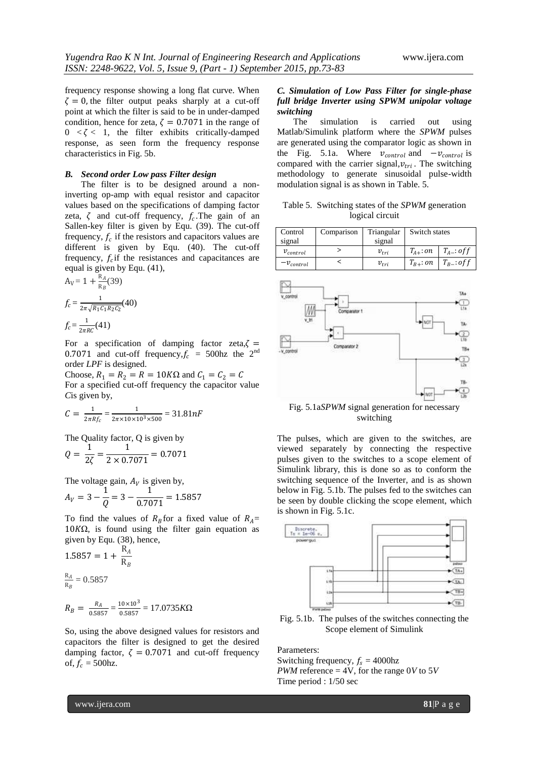frequency response showing a long flat curve. When $\zeta = 0$, the filter output peaks sharply at a cut-off point at which the filter is said to be in under-damped condition, hence for zeta, $\zeta = 0.7071$ in the range of $0 < \zeta < 1$, the filter exhibits critically-damped response, as seen form the frequency response characteristics in Fig. 5b.

### *B. Second order Low pass Filter design*

The filter is to be designed around a non-inverting op-amp with equal resistor and capacitor values based on the specifications of damping factor zeta, $\zeta$ and cut-off frequency, $f_c$. The gain of an Sallen-key filter is given by Equ. (39). The cut-off frequency, $f_c$ if the resistors and capacitors values are different is given by Equ. (40). The cut-off frequency, $f_c$ if the resistances and capacitances are equal is given by Equ. (41),

$$A_V = 1 + \frac{R_A}{R_B} \quad (39)$$

$$f_c = \frac{1}{2\pi\sqrt{R_1C_1R_2C_2}} \quad (40)$$

$$f_c = \frac{1}{2\pi RC} \quad (41)$$

For a specification of damping factor zeta, $\zeta = 0.7071$ and cut-off frequency, $f_c$ = 500hz the 2nd order *LPF* is designed.

Choose, $R_1 = R_2 = R = 10K\Omega$ and $C_1 = C_2 = C$

For a specified cut-off frequency the capacitor value *C* is given by,

$$C = \frac{1}{2\pi R f_c} = \frac{1}{2\pi \times 10 \times 10^3 \times 500} = 31.81nF$$

The Quality factor, Q is given by

$$Q = \frac{1}{2\zeta} = \frac{1}{2 \times 0.7071} = 0.7071$$

The voltage gain, $A_V$ is given by,

$$A_V = 3 - \frac{1}{Q} = 3 - \frac{1}{0.7071} = 1.5857$$

To find the values of $R_B$ for a fixed value of $R_A$= $10K\Omega$, is found using the filter gain equation as given by Equ. (38), hence,

$$1.5857 = 1 + \frac{R_A}{R_B}$$

$$\frac{R_A}{R_B} = 0.5857$$

$$R_B = \frac{R_A}{0.5857} = \frac{10 \times 10^3}{0.5857} = 17.0735K\Omega$$

So, using the above designed values for resistors and capacitors the filter is designed to get the desired damping factor, $\zeta = 0.7071$ and cut-off frequency of, $f_c$ = 500hz.

### *C. Simulation of Low Pass Filter for single-phase full bridge Inverter using SPWM unipolar voltage switching*

The simulation is carried out using Matlab/Simulink platform where the *SPWM* pulses are generated using the comparator logic as shown in the Fig. 5.1a. Where $v_{control}$ and $-v_{control}$ is compared with the carrier signal, $v_{tri}$. The switching methodology to generate sinusoidal pulse-width modulation signal is as shown in Table. 5.

Table 5. Switching states of the *SPWM* generation logical circuit

| Control signal | Comparison | Triangular signal | Switch states | |
|---|---|---|---|---|
| $v_{control}$ | > | $v_{tri}$ | $T_{A+}: on$ | $T_{A-}: off$ |
| $-v_{control}$ | < | $v_{tri}$ | $T_{B+}: on$ | $T_{B-}: off$ |

Fig. 5.1a *SPWM* signal generation for necessary switching

The pulses, which are given to the switches, are viewed separately by connecting the respective pulses given to the switches to a scope element of Simulink library, this is done so as to conform the switching sequence of the Inverter, and is as shown below in Fig. 5.1b. The pulses fed to the switches can be seen by double clicking the scope element, which is shown in Fig. 5.1c.

Fig. 5.1b. The pulses of the switches connecting the Scope element of Simulink

Parameters:
Switching frequency, $f_s$ = 4000hz
*PWM* reference = 4V, for the range 0*V* to 5*V*
Time period : 1/50 sec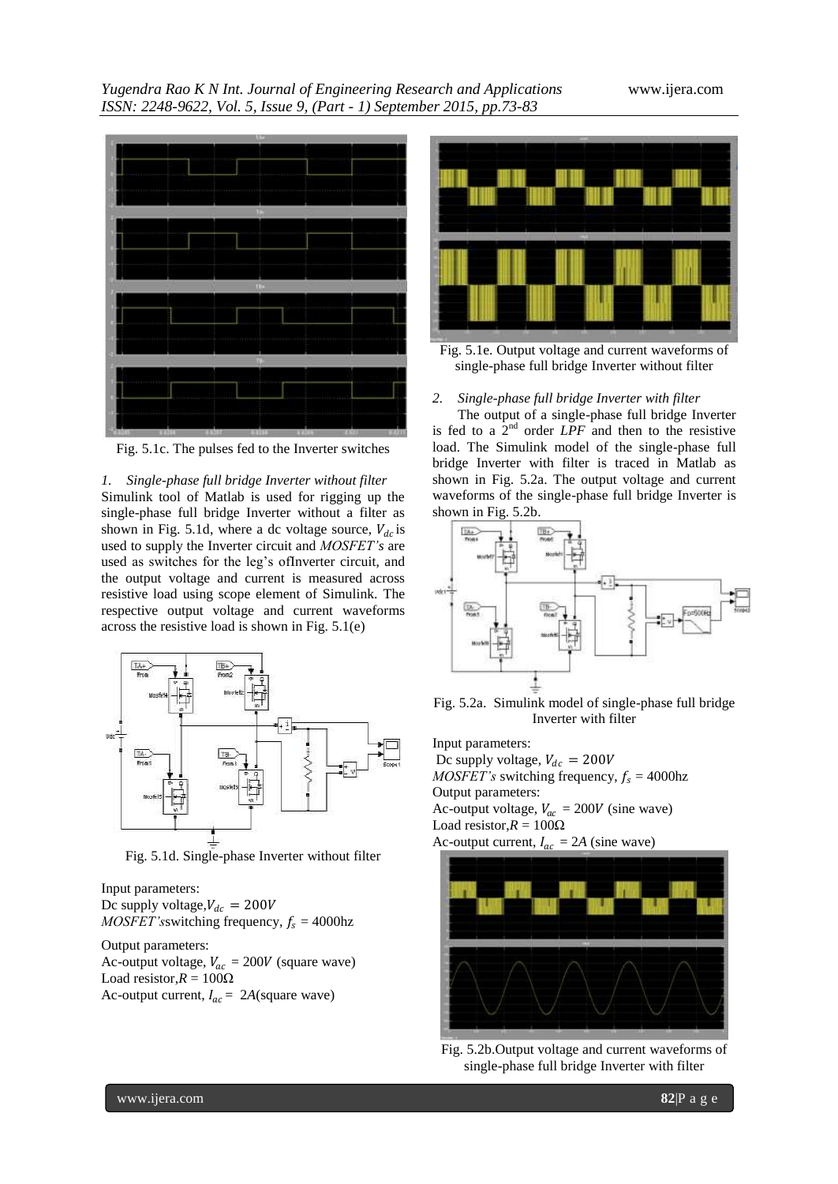Fig. 5.1c. The pulses fed to the Inverter switches

*1. Single-phase full bridge Inverter without filter*

Simulink tool of Matlab is used for rigging up the single-phase full bridge Inverter without a filter as shown in Fig. 5.1d, where a dc voltage source, $V_{dc}$ is used to supply the Inverter circuit and *MOSFET's* are used as switches for the leg's ofInverter circuit, and the output voltage and current is measured across resistive load using scope element of Simulink. The respective output voltage and current waveforms across the resistive load is shown in Fig. 5.1(e)

Fig. 5.1d. Single-phase Inverter without filter

Input parameters:
Dc supply voltage,$V_{dc} = 200V$
*MOSFET's*switching frequency, $f_s$ = 4000hz

Output parameters:
Ac-output voltage, $V_{ac}$ = 200$V$ (square wave)
Load resistor,$R$ = 100Ω
Ac-output current, $I_{ac}$ = 2$A$(square wave)

Fig. 5.1e. Output voltage and current waveforms of single-phase full bridge Inverter without filter

*2. Single-phase full bridge Inverter with filter*

The output of a single-phase full bridge Inverter is fed to a 2nd order *LPF* and then to the resistive load. The Simulink model of the single-phase full bridge Inverter with filter is traced in Matlab as shown in Fig. 5.2a. The output voltage and current waveforms of the single-phase full bridge Inverter is shown in Fig. 5.2b.

Fig. 5.2a. Simulink model of single-phase full bridge Inverter with filter

Input parameters:
Dc supply voltage, $V_{dc} = 200V$
*MOSFET's* switching frequency, $f_s$ = 4000hz
Output parameters:
Ac-output voltage, $V_{ac}$ = 200$V$ (sine wave)
Load resistor,$R$ = 100Ω
Ac-output current, $I_{ac}$ = 2$A$ (sine wave)

Fig. 5.2b.Output voltage and current waveforms of single-phase full bridge Inverter with filter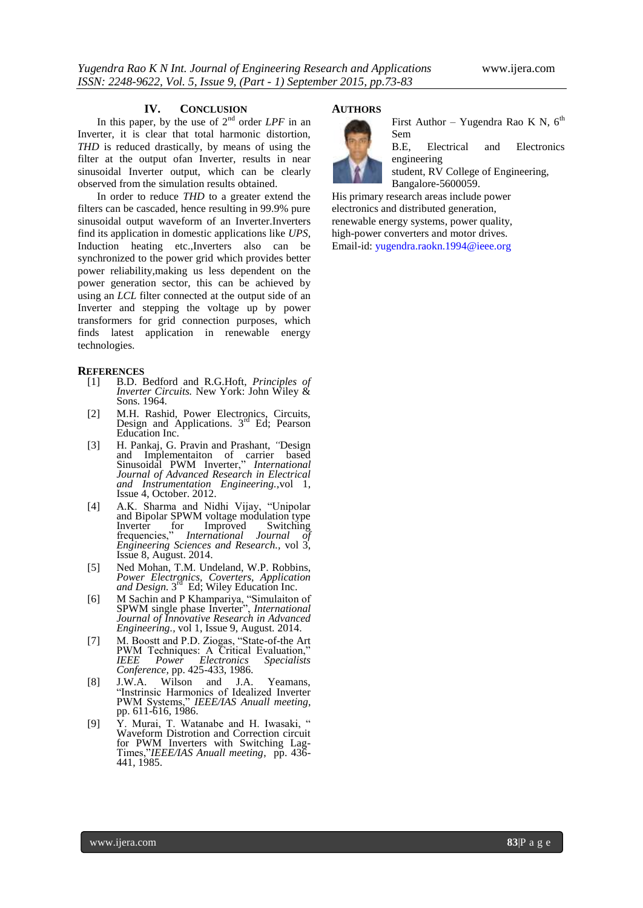## IV. CONCLUSION

In this paper, by the use of 2nd order *LPF* in an Inverter, it is clear that total harmonic distortion, *THD* is reduced drastically, by means of using the filter at the output ofan Inverter, results in near sinusoidal Inverter output, which can be clearly observed from the simulation results obtained.

In order to reduce *THD* to a greater extend the filters can be cascaded, hence resulting in 99.9% pure sinusoidal output waveform of an Inverter.Inverters find its application in domestic applications like *UPS*, Induction heating etc.,Inverters also can be synchronized to the power grid which provides better power reliability,making us less dependent on the power generation sector, this can be achieved by using an *LCL* filter connected at the output side of an Inverter and stepping the voltage up by power transformers for grid connection purposes, which finds latest application in renewable energy technologies.

## REFERENCES

[1] B.D. Bedford and R.G.Hoft, *Principles of Inverter Circuits.* New York: John Wiley & Sons. 1964.

[2] M.H. Rashid, Power Electronics, Circuits, Design and Applications. 3rd Ed; Pearson Education Inc.

[3] H. Pankaj, G. Pravin and Prashant, "Design and Implementaiton of carrier based Sinusoidal PWM Inverter," *International Journal of Advanced Research in Electrical and Instrumentation Engineering.*,vol 1, Issue 4, October. 2012.

[4] A.K. Sharma and Nidhi Vijay, "Unipolar and Bipolar SPWM voltage modulation type Inverter for Improved Switching frequencies," *International Journal of Engineering Sciences and Research.*, vol 3, Issue 8, August. 2014.

[5] Ned Mohan, T.M. Undeland, W.P. Robbins, *Power Electronics, Coverters, Application and Design*. 3rd Ed; Wiley Education Inc.

[6] M Sachin and P Khampariya, "Simulaiton of SPWM single phase Inverter", *International Journal of Innovative Research in Advanced Engineering.*, vol 1, Issue 9, August. 2014.

[7] M. Boostt and P.D. Ziogas, "State-of-the Art PWM Techniques: A Critical Evaluation," *IEEE Power Electronics Specialists Conference*, pp. 425-433, 1986.

[8] J.W.A. Wilson and J.A. Yeamans, "Instrinsic Harmonics of Idealized Inverter PWM Systems," *IEEE/IAS Anuall meeting*, pp. 611-616, 1986.

[9] Y. Murai, T. Watanabe and H. Iwasaki, " Waveform Distrotion and Correction circuit for PWM Inverters with Switching Lag-Times,"*IEEE/IAS Anuall meeting*, pp. 436-441, 1985.

## AUTHORS

First Author – Yugendra Rao K N, 6th Sem B.E, Electrical and Electronics engineering student, RV College of Engineering, Bangalore-5600059.

His primary research areas include power electronics and distributed generation, renewable energy systems, power quality, high-power converters and motor drives.
Email-id: yugendra.raokn.1994@ieee.org